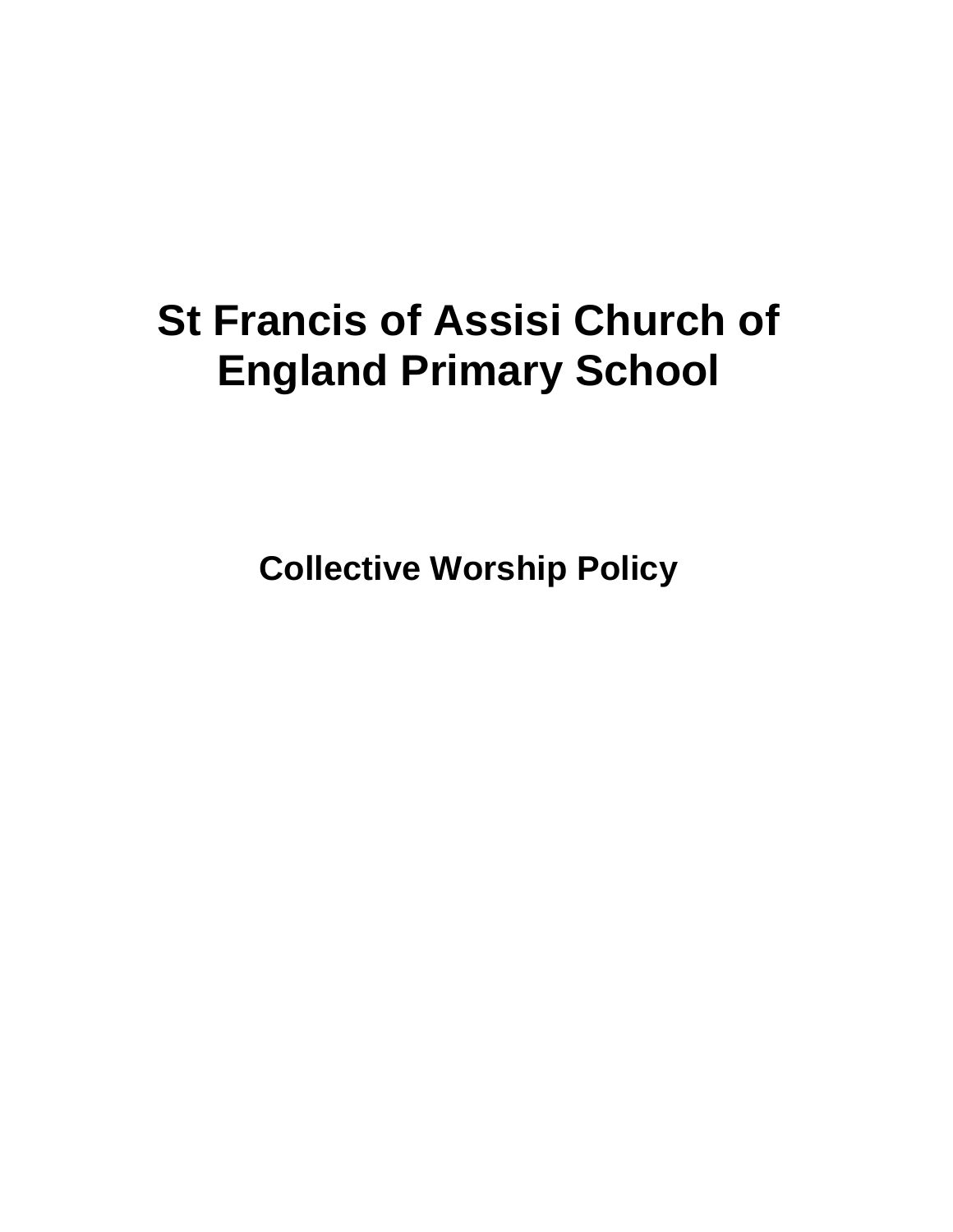# St Francis of Assisi Church of England Primary School

## Collective Worship Policy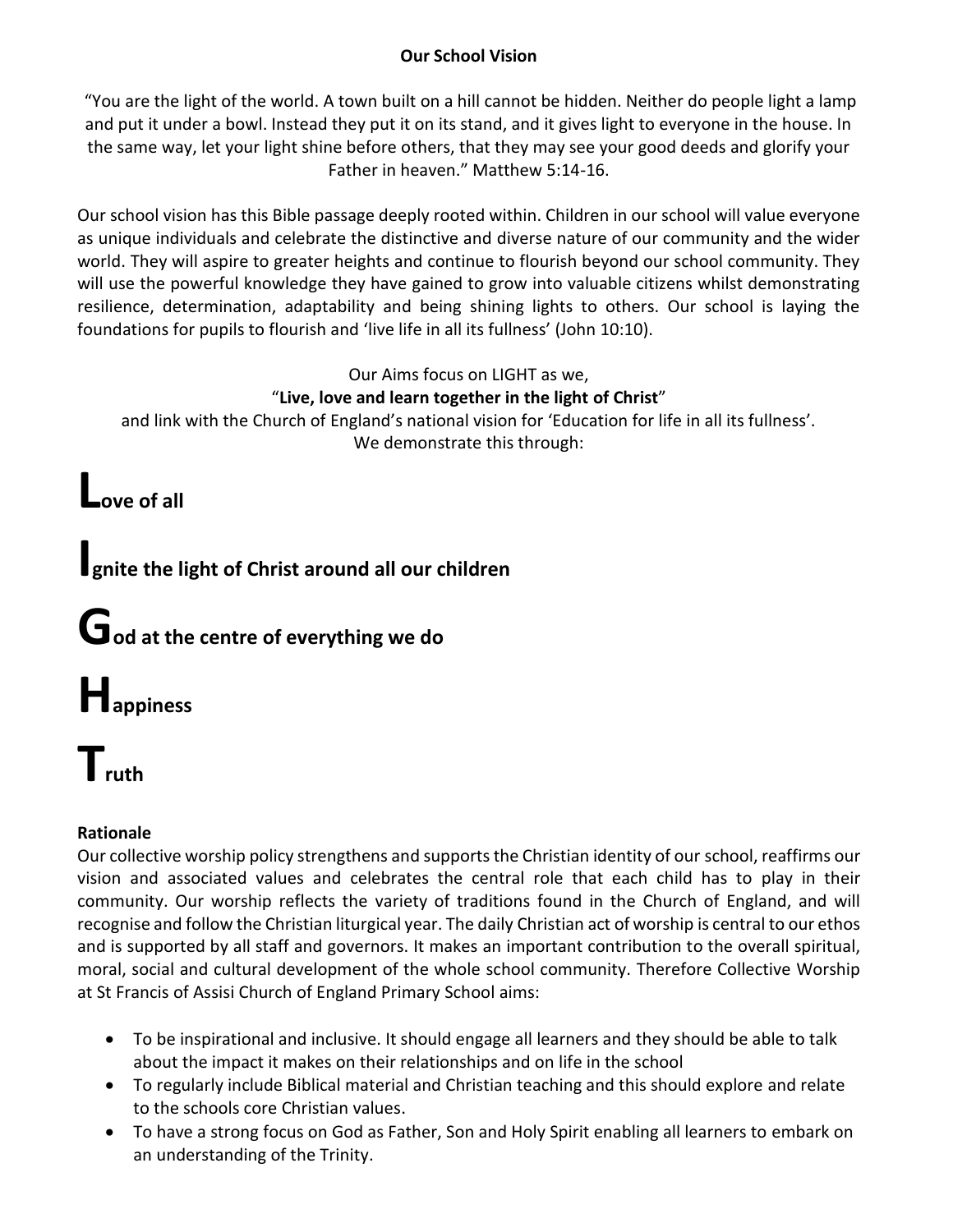## Our School Vision

"You are the light of the world. A town built on a hill cannot be hidden. Neither do people light a lamp and put it under a bowl. Instead they put it on its stand, and it gives light to everyone in the house. In the same way, let your light shine before others, that they may see your good deeds and glorify your Father in heaven." Matthew 5:14-16.

Our school vision has this Bible passage deeply rooted within. Children in our school will value everyone as unique individuals and celebrate the distinctive and diverse nature of our community and the wider world. They will aspire to greater heights and continue to flourish beyond our school community. They will use the powerful knowledge they have gained to grow into valuable citizens whilst demonstrating resilience, determination, adaptability and being shining lights to others. Our school is laying the foundations for pupils to flourish and 'live life in all its fullness' (John 10:10).

Our Aims focus on LIGHT as we,

"**Live, love and learn together in the light of Christ**"

and link with the Church of England's national vision for 'Education for life in all its fullness'.
We demonstrate this through:

**Love of all**

**Ignite the light of Christ around all our children**

**God at the centre of everything we do**

**Happiness**

**Truth**

### Rationale

Our collective worship policy strengthens and supports the Christian identity of our school, reaffirms our vision and associated values and celebrates the central role that each child has to play in their community. Our worship reflects the variety of traditions found in the Church of England, and will recognise and follow the Christian liturgical year. The daily Christian act of worship is central to our ethos and is supported by all staff and governors. It makes an important contribution to the overall spiritual, moral, social and cultural development of the whole school community. Therefore Collective Worship at St Francis of Assisi Church of England Primary School aims:

- To be inspirational and inclusive. It should engage all learners and they should be able to talk about the impact it makes on their relationships and on life in the school
- To regularly include Biblical material and Christian teaching and this should explore and relate to the schools core Christian values.
- To have a strong focus on God as Father, Son and Holy Spirit enabling all learners to embark on an understanding of the Trinity.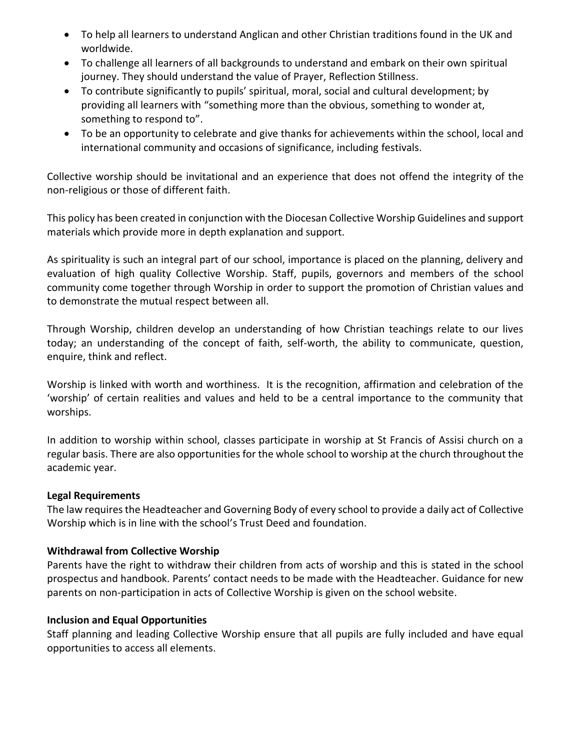- To help all learners to understand Anglican and other Christian traditions found in the UK and worldwide.
- To challenge all learners of all backgrounds to understand and embark on their own spiritual journey. They should understand the value of Prayer, Reflection Stillness.
- To contribute significantly to pupils' spiritual, moral, social and cultural development; by providing all learners with "something more than the obvious, something to wonder at, something to respond to".
- To be an opportunity to celebrate and give thanks for achievements within the school, local and international community and occasions of significance, including festivals.

Collective worship should be invitational and an experience that does not offend the integrity of the non-religious or those of different faith.

This policy has been created in conjunction with the Diocesan Collective Worship Guidelines and support materials which provide more in depth explanation and support.

As spirituality is such an integral part of our school, importance is placed on the planning, delivery and evaluation of high quality Collective Worship. Staff, pupils, governors and members of the school community come together through Worship in order to support the promotion of Christian values and to demonstrate the mutual respect between all.

Through Worship, children develop an understanding of how Christian teachings relate to our lives today; an understanding of the concept of faith, self-worth, the ability to communicate, question, enquire, think and reflect.

Worship is linked with worth and worthiness. It is the recognition, affirmation and celebration of the 'worship' of certain realities and values and held to be a central importance to the community that worships.

In addition to worship within school, classes participate in worship at St Francis of Assisi church on a regular basis. There are also opportunities for the whole school to worship at the church throughout the academic year.

**Legal Requirements**

The law requires the Headteacher and Governing Body of every school to provide a daily act of Collective Worship which is in line with the school's Trust Deed and foundation.

**Withdrawal from Collective Worship**

Parents have the right to withdraw their children from acts of worship and this is stated in the school prospectus and handbook. Parents' contact needs to be made with the Headteacher. Guidance for new parents on non-participation in acts of Collective Worship is given on the school website.

**Inclusion and Equal Opportunities**

Staff planning and leading Collective Worship ensure that all pupils are fully included and have equal opportunities to access all elements.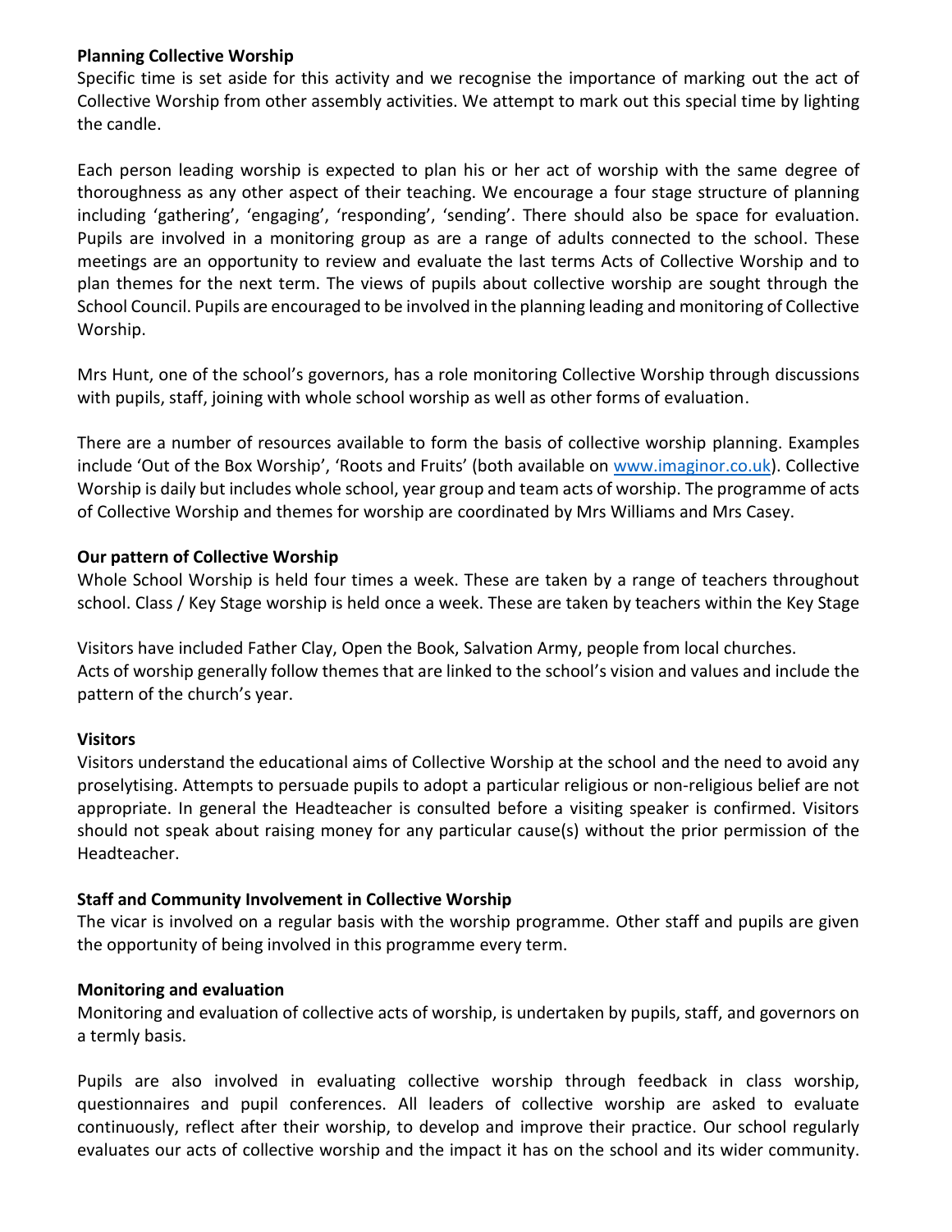**Planning Collective Worship**

Specific time is set aside for this activity and we recognise the importance of marking out the act of Collective Worship from other assembly activities. We attempt to mark out this special time by lighting the candle.

Each person leading worship is expected to plan his or her act of worship with the same degree of thoroughness as any other aspect of their teaching. We encourage a four stage structure of planning including 'gathering', 'engaging', 'responding', 'sending'. There should also be space for evaluation. Pupils are involved in a monitoring group as are a range of adults connected to the school. These meetings are an opportunity to review and evaluate the last terms Acts of Collective Worship and to plan themes for the next term. The views of pupils about collective worship are sought through the School Council. Pupils are encouraged to be involved in the planning leading and monitoring of Collective Worship.

Mrs Hunt, one of the school's governors, has a role monitoring Collective Worship through discussions with pupils, staff, joining with whole school worship as well as other forms of evaluation.

There are a number of resources available to form the basis of collective worship planning. Examples include 'Out of the Box Worship', 'Roots and Fruits' (both available on [www.imaginor.co.uk](http://www.imaginor.co.uk)). Collective Worship is daily but includes whole school, year group and team acts of worship. The programme of acts of Collective Worship and themes for worship are coordinated by Mrs Williams and Mrs Casey.

**Our pattern of Collective Worship**

Whole School Worship is held four times a week. These are taken by a range of teachers throughout school. Class / Key Stage worship is held once a week. These are taken by teachers within the Key Stage

Visitors have included Father Clay, Open the Book, Salvation Army, people from local churches.
Acts of worship generally follow themes that are linked to the school's vision and values and include the pattern of the church's year.

**Visitors**

Visitors understand the educational aims of Collective Worship at the school and the need to avoid any proselytising. Attempts to persuade pupils to adopt a particular religious or non-religious belief are not appropriate. In general the Headteacher is consulted before a visiting speaker is confirmed. Visitors should not speak about raising money for any particular cause(s) without the prior permission of the Headteacher.

**Staff and Community Involvement in Collective Worship**

The vicar is involved on a regular basis with the worship programme. Other staff and pupils are given the opportunity of being involved in this programme every term.

**Monitoring and evaluation**

Monitoring and evaluation of collective acts of worship, is undertaken by pupils, staff, and governors on a termly basis.

Pupils are also involved in evaluating collective worship through feedback in class worship, questionnaires and pupil conferences. All leaders of collective worship are asked to evaluate continuously, reflect after their worship, to develop and improve their practice. Our school regularly evaluates our acts of collective worship and the impact it has on the school and its wider community.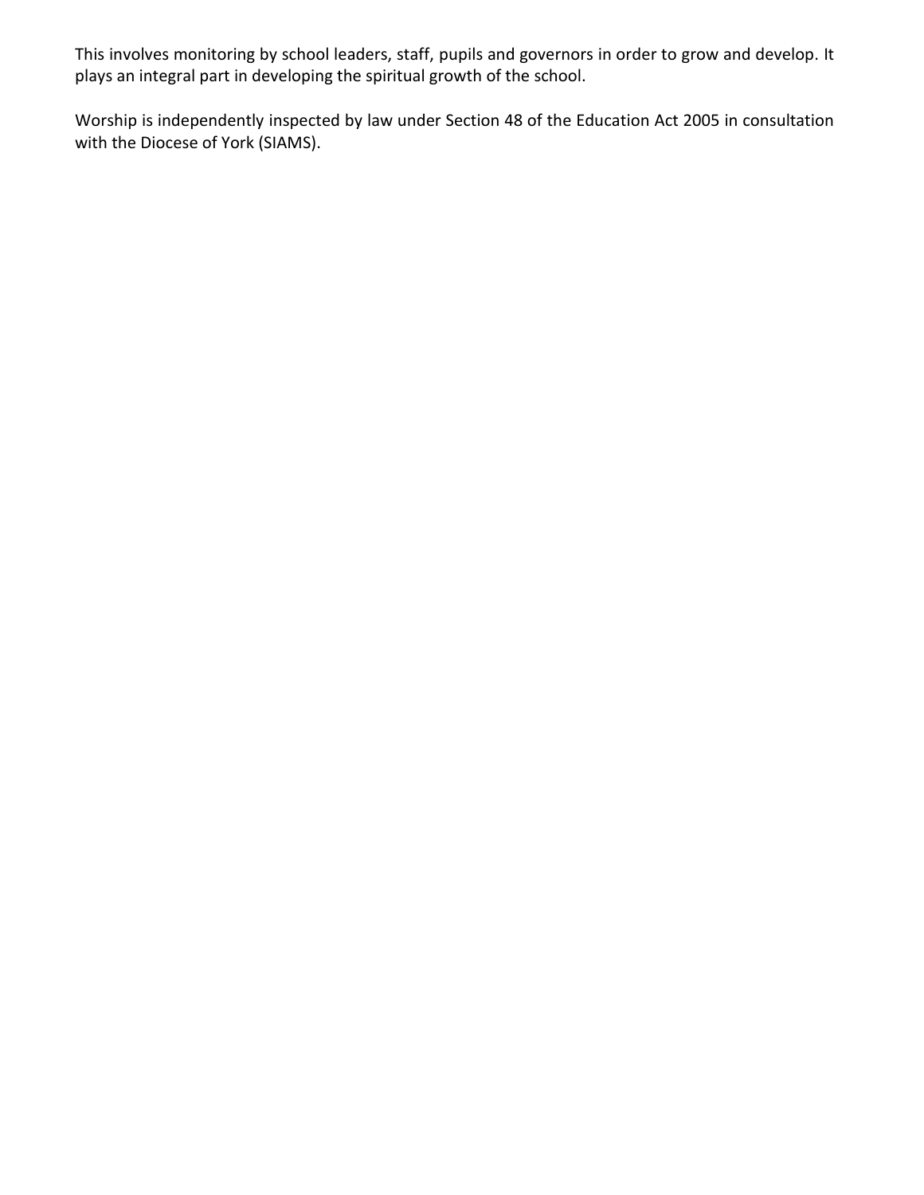This involves monitoring by school leaders, staff, pupils and governors in order to grow and develop. It plays an integral part in developing the spiritual growth of the school.

Worship is independently inspected by law under Section 48 of the Education Act 2005 in consultation with the Diocese of York (SIAMS).